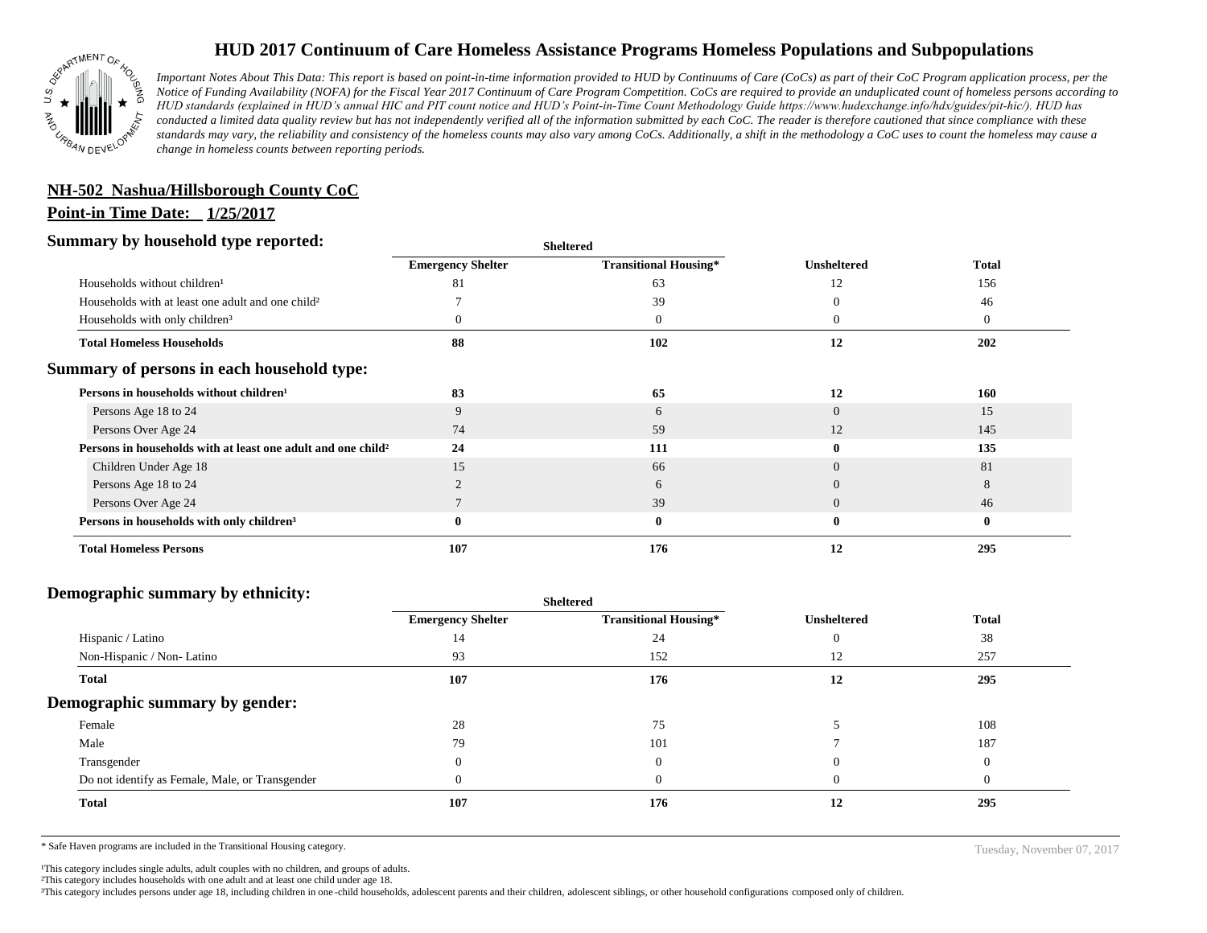# HUD 2017 Continuum of Care Homeless Assistance Programs Homeless Populations and Subpopulations

*Important Notes About This Data: This report is based on point-in-time information provided to HUD by Continuums of Care (CoCs) as part of their CoC Program application process, per the Notice of Funding Availability (NOFA) for the Fiscal Year 2017 Continuum of Care Program Competition. CoCs are required to provide an unduplicated count of homeless persons according to HUD standards (explained in HUD's annual HIC and PIT count notice and HUD's Point-in-Time Count Methodology Guide https://www.hudexchange.info/hdx/guides/pit-hic/). HUD has conducted a limited data quality review but has not independently verified all of the information submitted by each CoC. The reader is therefore cautioned that since compliance with these standards may vary, the reliability and consistency of the homeless counts may also vary among CoCs. Additionally, a shift in the methodology a CoC uses to count the homeless may cause a change in homeless counts between reporting periods.*

**NH-502 Nashua/Hillsborough County CoC**

**Point-in Time Date: 1/25/2017**

## Summary by household type reported:

| | Sheltered | | | |
|---|---|---|---|---|
| | Emergency Shelter | Transitional Housing* | Unsheltered | Total |
| Households without children[1] | 81 | 63 | 12 | 156 |
| Households with at least one adult and one child[2] | 7 | 39 | 0 | 46 |
| Households with only children[3] | 0 | 0 | 0 | 0 |
| **Total Homeless Households** | **88** | **102** | **12** | **202** |

## Summary of persons in each household type:

| | Emergency Shelter | Transitional Housing* | Unsheltered | Total |
|---|---|---|---|---|
| **Persons in households without children[1]** | **83** | **65** | **12** | **160** |
| Persons Age 18 to 24 | 9 | 6 | 0 | 15 |
| Persons Over Age 24 | 74 | 59 | 12 | 145 |
| **Persons in households with at least one adult and one child[2]** | **24** | **111** | **0** | **135** |
| Children Under Age 18 | 15 | 66 | 0 | 81 |
| Persons Age 18 to 24 | 2 | 6 | 0 | 8 |
| Persons Over Age 24 | 7 | 39 | 0 | 46 |
| **Persons in households with only children[3]** | **0** | **0** | **0** | **0** |
| **Total Homeless Persons** | **107** | **176** | **12** | **295** |

## Demographic summary by ethnicity:

| | Sheltered | | | |
|---|---|---|---|---|
| | Emergency Shelter | Transitional Housing* | Unsheltered | Total |
| Hispanic / Latino | 14 | 24 | 0 | 38 |
| Non-Hispanic / Non- Latino | 93 | 152 | 12 | 257 |
| **Total** | **107** | **176** | **12** | **295** |

## Demographic summary by gender:

| | Emergency Shelter | Transitional Housing* | Unsheltered | Total |
|---|---|---|---|---|
| Female | 28 | 75 | 5 | 108 |
| Male | 79 | 101 | 7 | 187 |
| Transgender | 0 | 0 | 0 | 0 |
| Do not identify as Female, Male, or Transgender | 0 | 0 | 0 | 0 |
| **Total** | **107** | **176** | **12** | **295** |

\* Safe Haven programs are included in the Transitional Housing category.

Tuesday, November 07, 2017

[1]This category includes single adults, adult couples with no children, and groups of adults.
[2]This category includes households with one adult and at least one child under age 18.
[3]This category includes persons under age 18, including children in one-child households, adolescent parents and their children, adolescent siblings, or other household configurations composed only of children.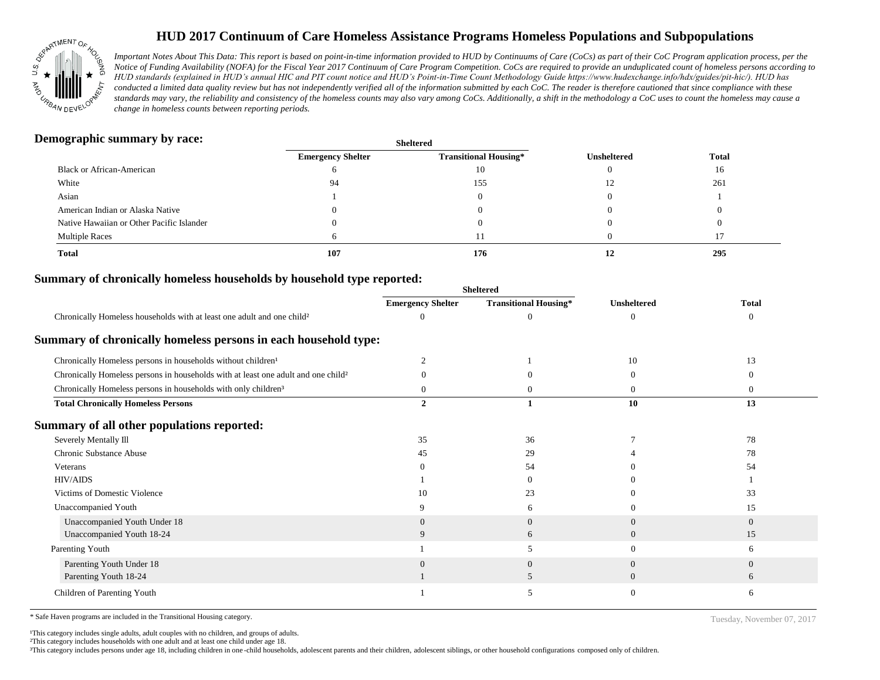# HUD 2017 Continuum of Care Homeless Assistance Programs Homeless Populations and Subpopulations

*Important Notes About This Data: This report is based on point-in-time information provided to HUD by Continuums of Care (CoCs) as part of their CoC Program application process, per the Notice of Funding Availability (NOFA) for the Fiscal Year 2017 Continuum of Care Program Competition. CoCs are required to provide an unduplicated count of homeless persons according to HUD standards (explained in HUD's annual HIC and PIT count notice and HUD's Point-in-Time Count Methodology Guide https://www.hudexchange.info/hdx/guides/pit-hic/). HUD has conducted a limited data quality review but has not independently verified all of the information submitted by each CoC. The reader is therefore cautioned that since compliance with these standards may vary, the reliability and consistency of the homeless counts may also vary among CoCs. Additionally, a shift in the methodology a CoC uses to count the homeless may cause a change in homeless counts between reporting periods.*

## Demographic summary by race:

| | Sheltered | | | |
|---|---|---|---|---|
| | Emergency Shelter | Transitional Housing* | Unsheltered | Total |
| Black or African-American | 6 | 10 | 0 | 16 |
| White | 94 | 155 | 12 | 261 |
| Asian | 1 | 0 | 0 | 1 |
| American Indian or Alaska Native | 0 | 0 | 0 | 0 |
| Native Hawaiian or Other Pacific Islander | 0 | 0 | 0 | 0 |
| Multiple Races | 6 | 11 | 0 | 17 |
| **Total** | **107** | **176** | **12** | **295** |

## Summary of chronically homeless households by household type reported:

| | Sheltered | | | |
|---|---|---|---|---|
| | Emergency Shelter | Transitional Housing* | Unsheltered | Total |
| Chronically Homeless households with at least one adult and one child² | 0 | 0 | 0 | 0 |

## Summary of chronically homeless persons in each household type:

| | Emergency Shelter | Transitional Housing* | Unsheltered | Total |
|---|---|---|---|---|
| Chronically Homeless persons in households without children¹ | 2 | 1 | 10 | 13 |
| Chronically Homeless persons in households with at least one adult and one child² | 0 | 0 | 0 | 0 |
| Chronically Homeless persons in households with only children³ | 0 | 0 | 0 | 0 |
| **Total Chronically Homeless Persons** | **2** | **1** | **10** | **13** |

## Summary of all other populations reported:

| | Emergency Shelter | Transitional Housing* | Unsheltered | Total |
|---|---|---|---|---|
| Severely Mentally Ill | 35 | 36 | 7 | 78 |
| Chronic Substance Abuse | 45 | 29 | 4 | 78 |
| Veterans | 0 | 54 | 0 | 54 |
| HIV/AIDS | 1 | 0 | 0 | 1 |
| Victims of Domestic Violence | 10 | 23 | 0 | 33 |
| Unaccompanied Youth | 9 | 6 | 0 | 15 |
| Unaccompanied Youth Under 18 | 0 | 0 | 0 | 0 |
| Unaccompanied Youth 18-24 | 9 | 6 | 0 | 15 |
| Parenting Youth | 1 | 5 | 0 | 6 |
| Parenting Youth Under 18 | 0 | 0 | 0 | 0 |
| Parenting Youth 18-24 | 1 | 5 | 0 | 6 |
| Children of Parenting Youth | 1 | 5 | 0 | 6 |

* Safe Haven programs are included in the Transitional Housing category.

Tuesday, November 07, 2017

¹This category includes single adults, adult couples with no children, and groups of adults.
²This category includes households with one adult and at least one child under age 18.
³This category includes persons under age 18, including children in one-child households, adolescent parents and their children, adolescent siblings, or other household configurations composed only of children.